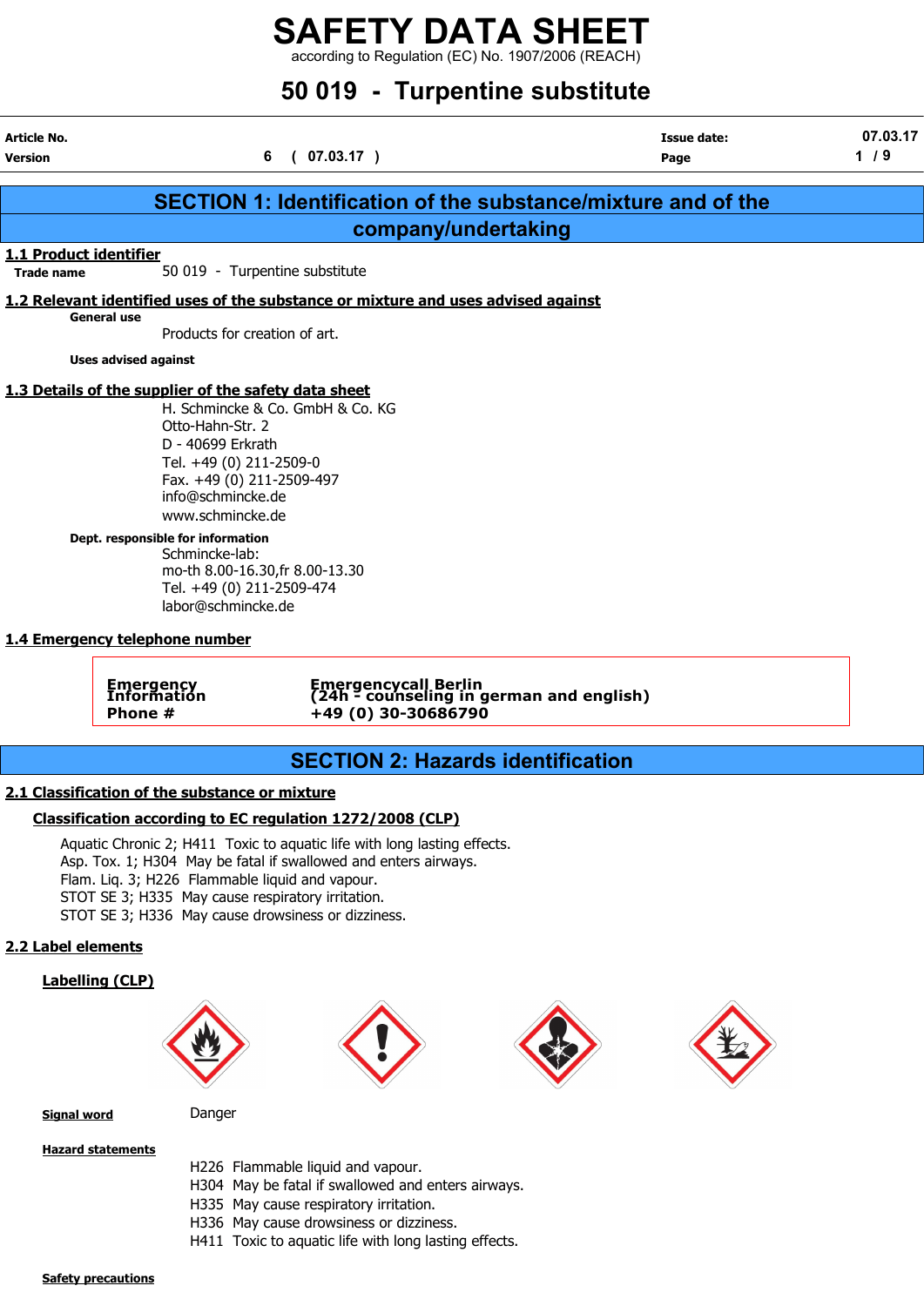# SAFETY DATA SHEET

according to Regulation (EC) No. 1907/2006 (REACH)

# 50 019 - Turpentine substitute

| Article No. | | Issue date: | 07.03.17 |
|---|---|---|---|
| Version | 6 ( 07.03.17 ) | | |

## SECTION 1: Identification of the substance/mixture and of the company/undertaking

### 1.1 Product identifier

**Trade name** 50 019 - Turpentine substitute

### 1.2 Relevant identified uses of the substance or mixture and uses advised against

**General use**

Products for creation of art.

**Uses advised against**

### 1.3 Details of the supplier of the safety data sheet

H. Schmincke & Co. GmbH & Co. KG
Otto-Hahn-Str. 2
D - 40699 Erkrath
Tel. +49 (0) 211-2509-0
Fax. +49 (0) 211-2509-497
info@schmincke.de
www.schmincke.de

**Dept. responsible for information**

Schmincke-lab:
mo-th 8.00-16.30,fr 8.00-13.30
Tel. +49 (0) 211-2509-474
labor@schmincke.de

### 1.4 Emergency telephone number

| | |
|---|---|
| **Emergency Information** | **Emergencycall Berlin (24h - counseling in german and english)** |
| **Phone #** | **+49 (0) 30-30686790** |

## SECTION 2: Hazards identification

### 2.1 Classification of the substance or mixture

#### Classification according to EC regulation 1272/2008 (CLP)

Aquatic Chronic 2; H411 Toxic to aquatic life with long lasting effects.
Asp. Tox. 1; H304 May be fatal if swallowed and enters airways.
Flam. Liq. 3; H226 Flammable liquid and vapour.
STOT SE 3; H335 May cause respiratory irritation.
STOT SE 3; H336 May cause drowsiness or dizziness.

### 2.2 Label elements

#### Labelling (CLP)

**Signal word** Danger

**Hazard statements**

H226 Flammable liquid and vapour.
H304 May be fatal if swallowed and enters airways.
H335 May cause respiratory irritation.
H336 May cause drowsiness or dizziness.
H411 Toxic to aquatic life with long lasting effects.

**Safety precautions**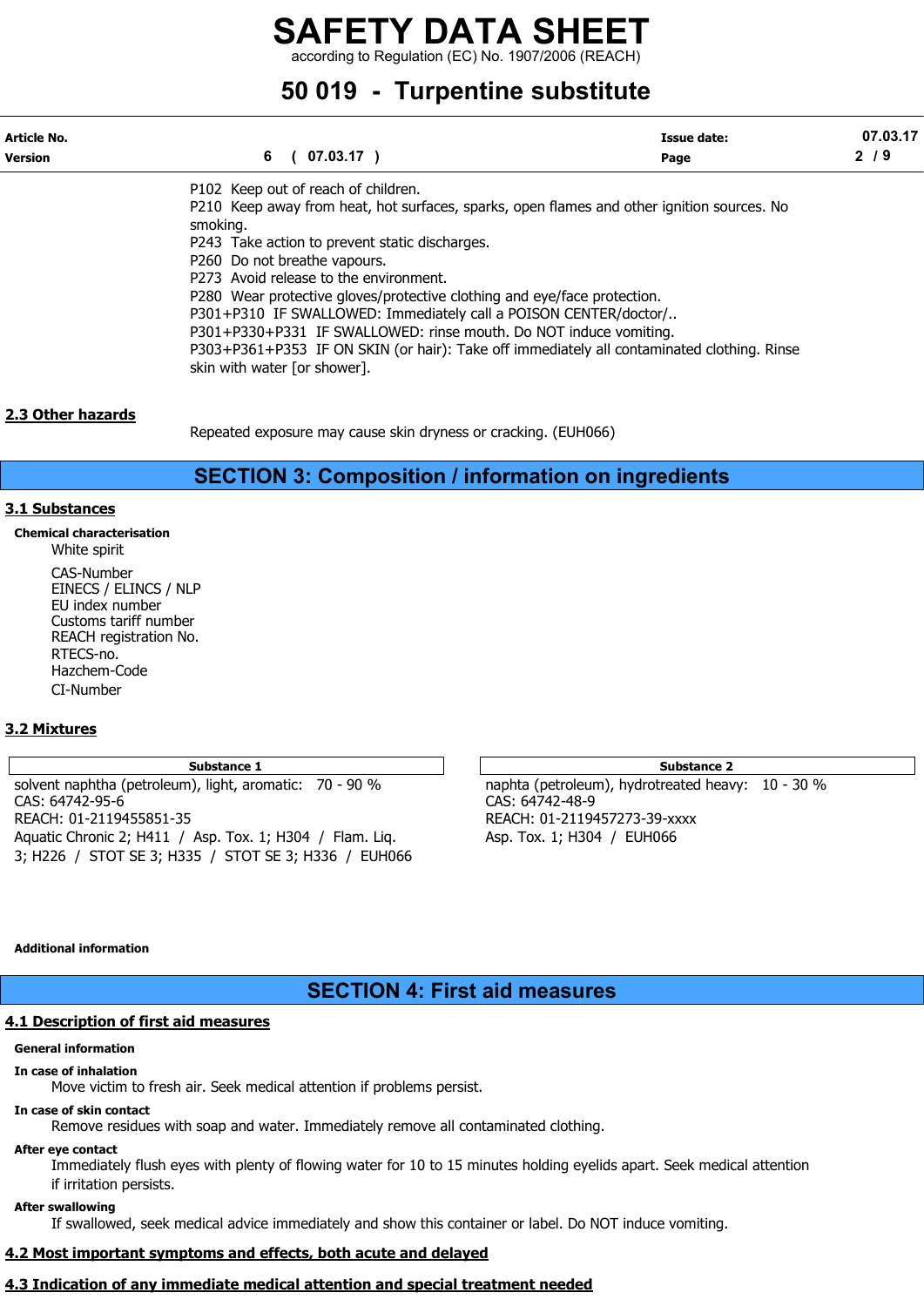P102 Keep out of reach of children.
P210 Keep away from heat, hot surfaces, sparks, open flames and other ignition sources. No smoking.
P243 Take action to prevent static discharges.
P260 Do not breathe vapours.
P273 Avoid release to the environment.
P280 Wear protective gloves/protective clothing and eye/face protection.
P301+P310 IF SWALLOWED: Immediately call a POISON CENTER/doctor/..
P301+P330+P331 IF SWALLOWED: rinse mouth. Do NOT induce vomiting.
P303+P361+P353 IF ON SKIN (or hair): Take off immediately all contaminated clothing. Rinse skin with water [or shower].

### 2.3 Other hazards

Repeated exposure may cause skin dryness or cracking. (EUH066)

## SECTION 3: Composition / information on ingredients

### 3.1 Substances

**Chemical characterisation**

White spirit

CAS-Number
EINECS / ELINCS / NLP
EU index number
Customs tariff number
REACH registration No.
RTECS-no.
Hazchem-Code
CI-Number

### 3.2 Mixtures

| Substance 1 | Substance 2 |
| --- | --- |
| solvent naphtha (petroleum), light, aromatic: 70 - 90 %<br>CAS: 64742-95-6<br>REACH: 01-2119455851-35<br>Aquatic Chronic 2; H411 / Asp. Tox. 1; H304 / Flam. Liq. 3; H226 / STOT SE 3; H335 / STOT SE 3; H336 / EUH066 | naphta (petroleum), hydrotreated heavy: 10 - 30 %<br>CAS: 64742-48-9<br>REACH: 01-2119457273-39-xxxx<br>Asp. Tox. 1; H304 / EUH066 |

**Additional information**

## SECTION 4: First aid measures

### 4.1 Description of first aid measures

**General information**

**In case of inhalation**

Move victim to fresh air. Seek medical attention if problems persist.

**In case of skin contact**

Remove residues with soap and water. Immediately remove all contaminated clothing.

**After eye contact**

Immediately flush eyes with plenty of flowing water for 10 to 15 minutes holding eyelids apart. Seek medical attention if irritation persists.

**After swallowing**

If swallowed, seek medical advice immediately and show this container or label. Do NOT induce vomiting.

### 4.2 Most important symptoms and effects, both acute and delayed

### 4.3 Indication of any immediate medical attention and special treatment needed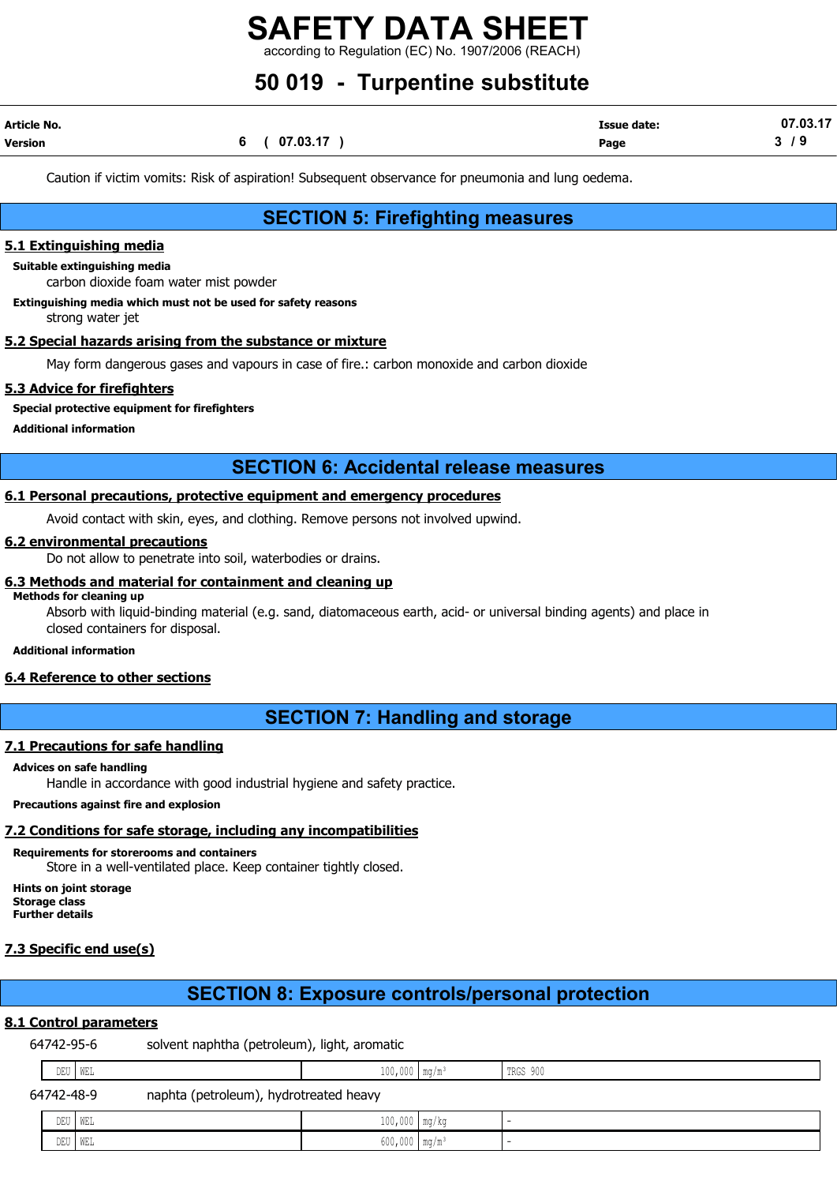Caution if victim vomits: Risk of aspiration! Subsequent observance for pneumonia and lung oedema.

## SECTION 5: Firefighting measures

### 5.1 Extinguishing media

**Suitable extinguishing media**

carbon dioxide foam water mist powder

**Extinguishing media which must not be used for safety reasons**

strong water jet

### 5.2 Special hazards arising from the substance or mixture

May form dangerous gases and vapours in case of fire.: carbon monoxide and carbon dioxide

### 5.3 Advice for firefighters

**Special protective equipment for firefighters**

**Additional information**

## SECTION 6: Accidental release measures

### 6.1 Personal precautions, protective equipment and emergency procedures

Avoid contact with skin, eyes, and clothing. Remove persons not involved upwind.

### 6.2 environmental precautions

Do not allow to penetrate into soil, waterbodies or drains.

### 6.3 Methods and material for containment and cleaning up

**Methods for cleaning up**

Absorb with liquid-binding material (e.g. sand, diatomaceous earth, acid- or universal binding agents) and place in closed containers for disposal.

**Additional information**

### 6.4 Reference to other sections

## SECTION 7: Handling and storage

### 7.1 Precautions for safe handling

**Advices on safe handling**

Handle in accordance with good industrial hygiene and safety practice.

**Precautions against fire and explosion**

### 7.2 Conditions for safe storage, including any incompatibilities

**Requirements for storerooms and containers**

Store in a well-ventilated place. Keep container tightly closed.

**Hints on joint storage**
**Storage class**
**Further details**

### 7.3 Specific end use(s)

## SECTION 8: Exposure controls/personal protection

### 8.1 Control parameters

64742-95-6 solvent naphtha (petroleum), light, aromatic

| | | | | |
|---|---|---|---|---|
| DEU | WEL | 100,000 | mg/m³ | TRGS 900 |

64742-48-9 naphta (petroleum), hydrotreated heavy

| | | | | |
|---|---|---|---|---|
| DEU | WEL | 100,000 | mg/kg | - |
| DEU | WEL | 600,000 | mg/m³ | - |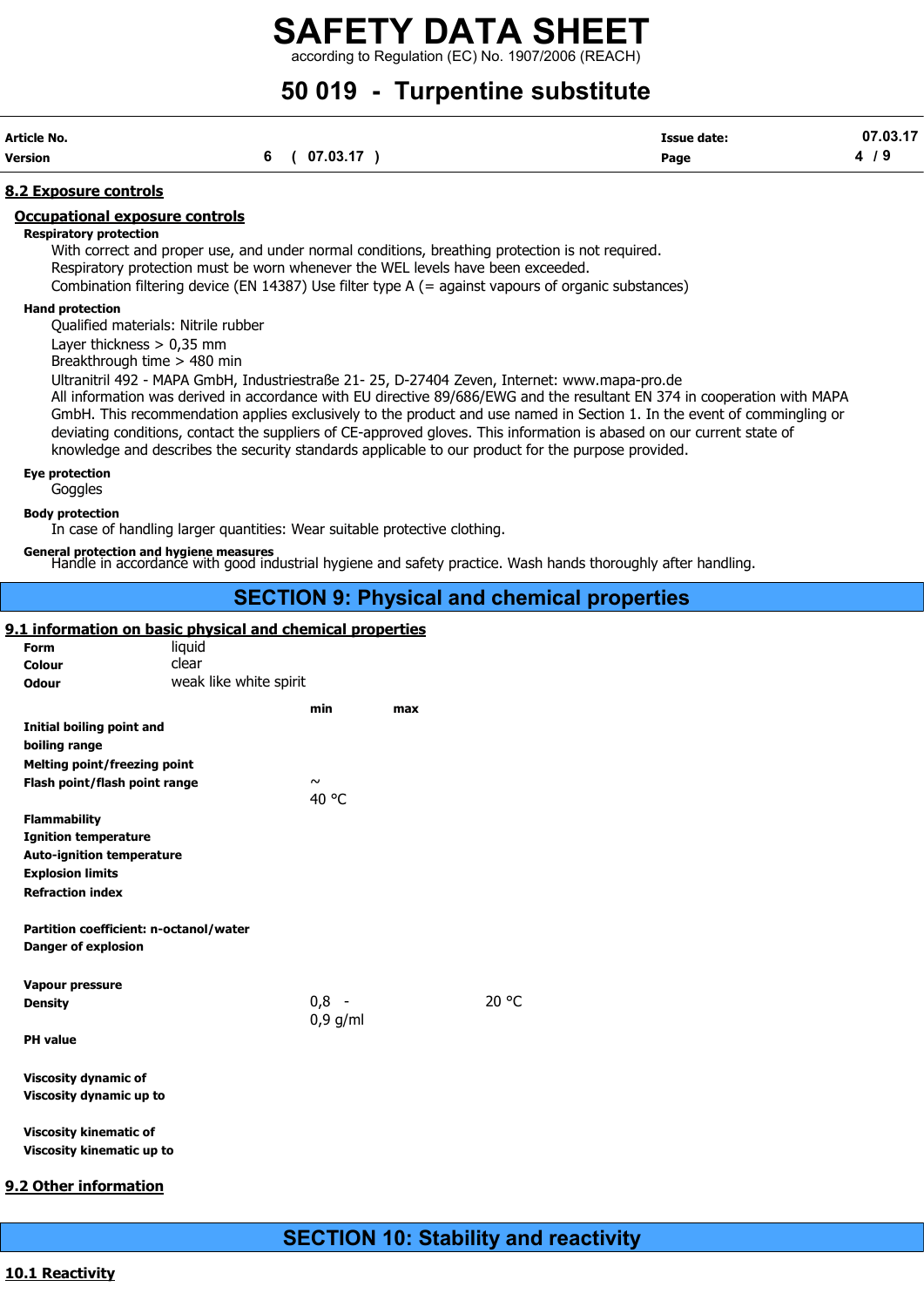### 8.2 Exposure controls

#### Occupational exposure controls

**Respiratory protection**

With correct and proper use, and under normal conditions, breathing protection is not required.
Respiratory protection must be worn whenever the WEL levels have been exceeded.
Combination filtering device (EN 14387) Use filter type A (= against vapours of organic substances)

**Hand protection**

Qualified materials: Nitrile rubber
Layer thickness > 0,35 mm
Breakthrough time > 480 min
Ultranitril 492 - MAPA GmbH, Industriestraße 21- 25, D-27404 Zeven, Internet: www.mapa-pro.de
All information was derived in accordance with EU directive 89/686/EWG and the resultant EN 374 in cooperation with MAPA GmbH. This recommendation applies exclusively to the product and use named in Section 1. In the event of commingling or deviating conditions, contact the suppliers of CE-approved gloves. This information is abased on our current state of knowledge and describes the security standards applicable to our product for the purpose provided.

**Eye protection**

Goggles

**Body protection**

In case of handling larger quantities: Wear suitable protective clothing.

**General protection and hygiene measures**

Handle in accordance with good industrial hygiene and safety practice. Wash hands thoroughly after handling.

## SECTION 9: Physical and chemical properties

### 9.1 information on basic physical and chemical properties

| | | | |
|---|---|---|---|
| **Form** | liquid | | |
| **Colour** | clear | | |
| **Odour** | weak like white spirit | | |

| | min | max | |
|---|---|---|---|
| **Initial boiling point and boiling range** | | | |
| **Melting point/freezing point** | | | |
| **Flash point/flash point range** | ~ 40 °C | | |
| **Flammability** | | | |
| **Ignition temperature** | | | |
| **Auto-ignition temperature** | | | |
| **Explosion limits** | | | |
| **Refraction index** | | | |
| **Partition coefficient: n-octanol/water** | | | |
| **Danger of explosion** | | | |
| **Vapour pressure** | | | |
| **Density** | 0,8 - 0,9 g/ml | | 20 °C |
| **PH value** | | | |
| **Viscosity dynamic of** | | | |
| **Viscosity dynamic up to** | | | |
| **Viscosity kinematic of** | | | |
| **Viscosity kinematic up to** | | | |

### 9.2 Other information

## SECTION 10: Stability and reactivity

### 10.1 Reactivity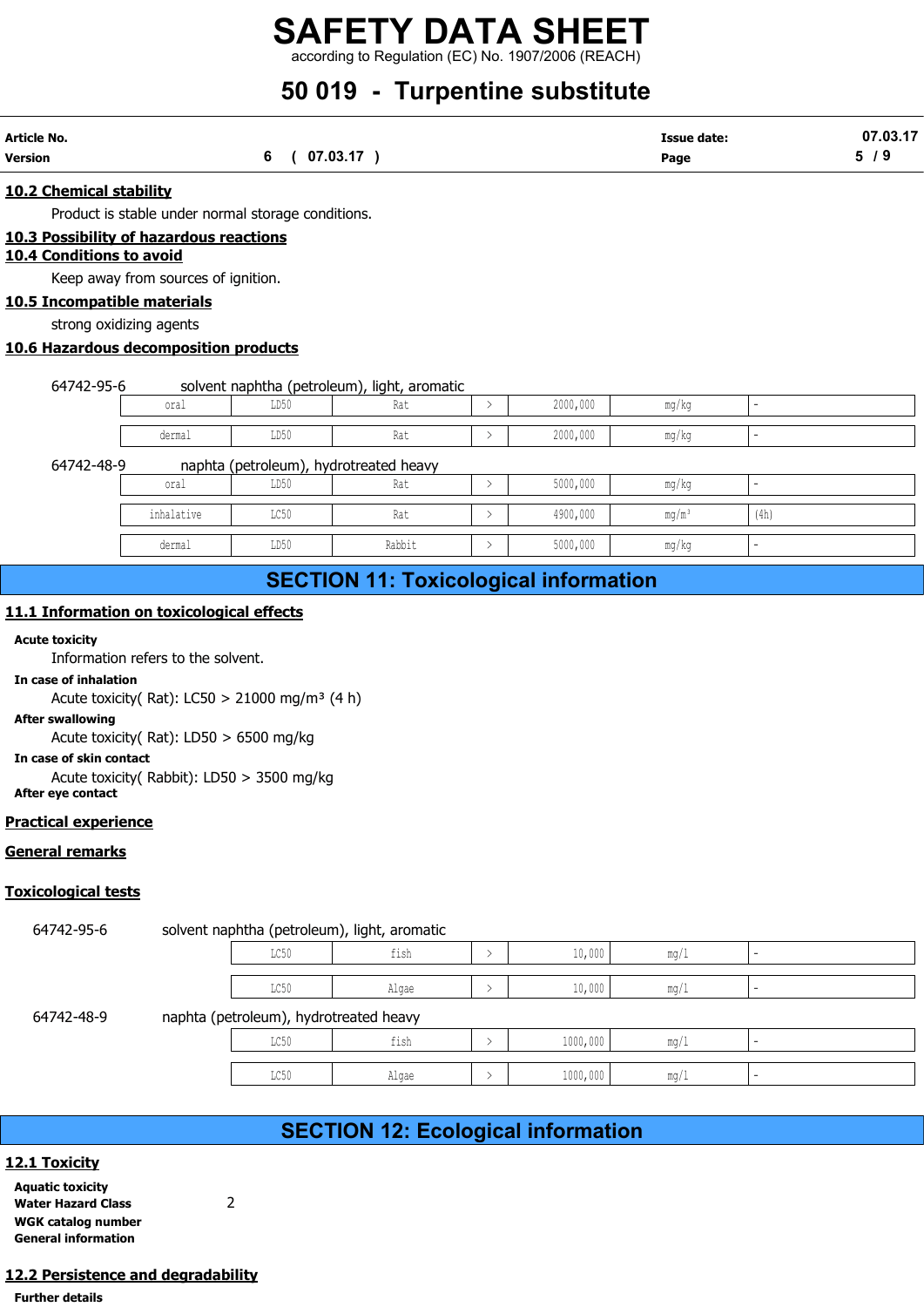#### 10.2 Chemical stability

Product is stable under normal storage conditions.

#### 10.3 Possibility of hazardous reactions

#### 10.4 Conditions to avoid

Keep away from sources of ignition.

#### 10.5 Incompatible materials

strong oxidizing agents

#### 10.6 Hazardous decomposition products

64742-95-6 solvent naphtha (petroleum), light, aromatic

| | | | | | | |
|---|---|---|---|---|---|---|
| oral | LD50 | Rat | > | 2000,000 | mg/kg | - |
| dermal | LD50 | Rat | > | 2000,000 | mg/kg | - |

64742-48-9 naphta (petroleum), hydrotreated heavy

| | | | | | | |
|---|---|---|---|---|---|---|
| oral | LD50 | Rat | > | 5000,000 | mg/kg | - |
| inhalative | LC50 | Rat | > | 4900,000 | mg/m³ | (4h) |
| dermal | LD50 | Rabbit | > | 5000,000 | mg/kg | - |

## SECTION 11: Toxicological information

#### 11.1 Information on toxicological effects

**Acute toxicity**

Information refers to the solvent.

**In case of inhalation**

Acute toxicity( Rat): LC50 > 21000 mg/m³ (4 h)

**After swallowing**

Acute toxicity( Rat): LD50 > 6500 mg/kg

**In case of skin contact**

Acute toxicity( Rabbit): LD50 > 3500 mg/kg

**After eye contact**

#### Practical experience

#### General remarks

#### Toxicological tests

64742-95-6 solvent naphtha (petroleum), light, aromatic

| | | | | | |
|---|---|---|---|---|---|
| LC50 | fish | > | 10,000 | mg/l | - |
| LC50 | Algae | > | 10,000 | mg/l | - |

64742-48-9 naphta (petroleum), hydrotreated heavy

| | | | | | |
|---|---|---|---|---|---|
| LC50 | fish | > | 1000,000 | mg/l | - |
| LC50 | Algae | > | 1000,000 | mg/l | - |

## SECTION 12: Ecological information

#### 12.1 Toxicity

**Aquatic toxicity**

**Water Hazard Class** 2

**WGK catalog number**

**General information**

#### 12.2 Persistence and degradability

**Further details**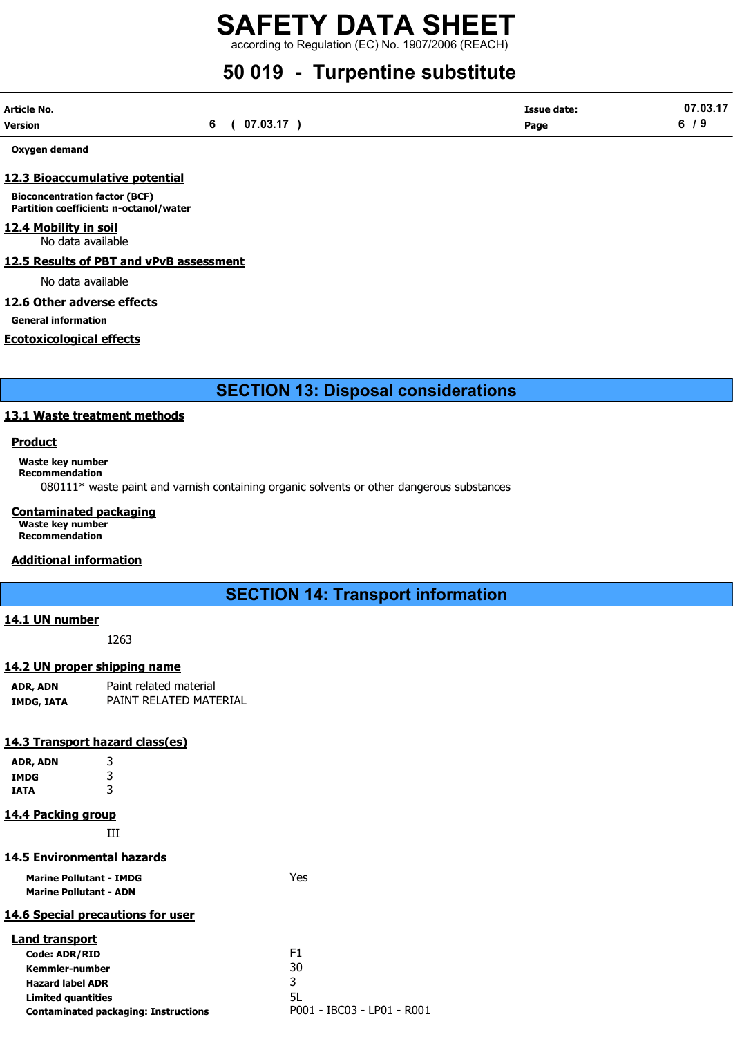**Oxygen demand**

## 12.3 Bioaccumulative potential

**Bioconcentration factor (BCF)**
**Partition coefficient: n-octanol/water**

## 12.4 Mobility in soil

No data available

## 12.5 Results of PBT and vPvB assessment

No data available

## 12.6 Other adverse effects

**General information**

## Ecotoxicological effects

# SECTION 13: Disposal considerations

## 13.1 Waste treatment methods

### Product

**Waste key number**
**Recommendation**

080111* waste paint and varnish containing organic solvents or other dangerous substances

### Contaminated packaging

**Waste key number**
**Recommendation**

### Additional information

# SECTION 14: Transport information

## 14.1 UN number

1263

## 14.2 UN proper shipping name

| | |
|---|---|
| **ADR, ADN** | Paint related material |
| **IMDG, IATA** | PAINT RELATED MATERIAL |

## 14.3 Transport hazard class(es)

| | |
|---|---|
| **ADR, ADN** | 3 |
| **IMDG** | 3 |
| **IATA** | 3 |

## 14.4 Packing group

III

## 14.5 Environmental hazards

| | |
|---|---|
| **Marine Pollutant - IMDG** | Yes |
| **Marine Pollutant - ADN** | |

## 14.6 Special precautions for user

### Land transport

| | |
|---|---|
| **Code: ADR/RID** | F1 |
| **Kemmler-number** | 30 |
| **Hazard label ADR** | 3 |
| **Limited quantities** | 5L |
| **Contaminated packaging: Instructions** | P001 - IBC03 - LP01 - R001 |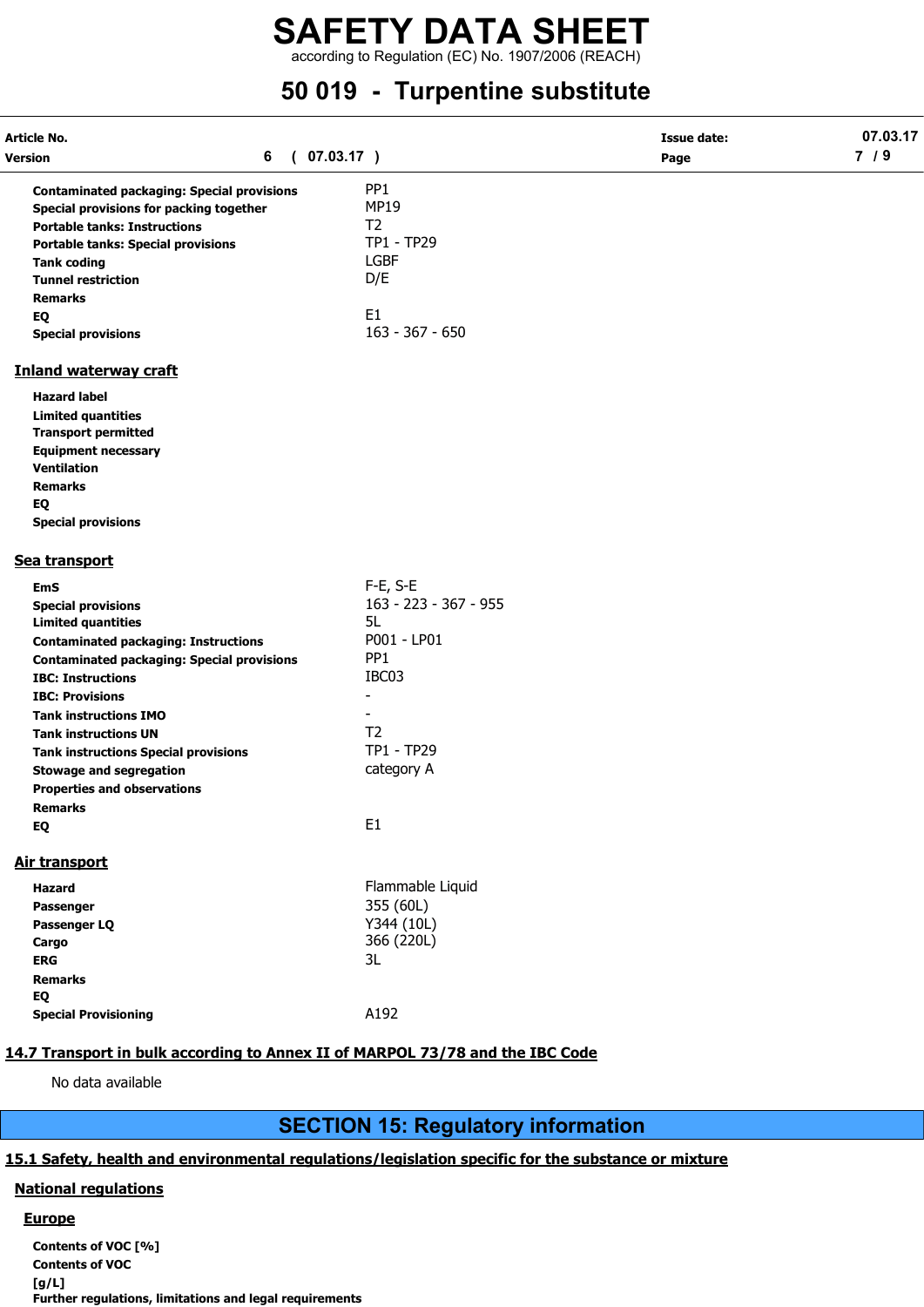| | |
|---|---|
| **Contaminated packaging: Special provisions** | PP1 |
| **Special provisions for packing together** | MP19 |
| **Portable tanks: Instructions** | T2 |
| **Portable tanks: Special provisions** | TP1 - TP29 |
| **Tank coding** | LGBF |
| **Tunnel restriction** | D/E |
| **Remarks** | |
| **EQ** | E1 |
| **Special provisions** | 163 - 367 - 650 |

### Inland waterway craft

| | |
|---|---|
| **Hazard label** | |
| **Limited quantities** | |
| **Transport permitted** | |
| **Equipment necessary** | |
| **Ventilation** | |
| **Remarks** | |
| **EQ** | |
| **Special provisions** | |

### Sea transport

| | |
|---|---|
| **EmS** | F-E, S-E |
| **Special provisions** | 163 - 223 - 367 - 955 |
| **Limited quantities** | 5L |
| **Contaminated packaging: Instructions** | P001 - LP01 |
| **Contaminated packaging: Special provisions** | PP1 |
| **IBC: Instructions** | IBC03 |
| **IBC: Provisions** | - |
| **Tank instructions IMO** | - |
| **Tank instructions UN** | T2 |
| **Tank instructions Special provisions** | TP1 - TP29 |
| **Stowage and segregation** | category A |
| **Properties and observations** | |
| **Remarks** | |
| **EQ** | E1 |

### Air transport

| | |
|---|---|
| **Hazard** | Flammable Liquid |
| **Passenger** | 355 (60L) |
| **Passenger LQ** | Y344 (10L) |
| **Cargo** | 366 (220L) |
| **ERG** | 3L |
| **Remarks** | |
| **EQ** | |
| **Special Provisioning** | A192 |

## 14.7 Transport in bulk according to Annex II of MARPOL 73/78 and the IBC Code

No data available

# SECTION 15: Regulatory information

## 15.1 Safety, health and environmental regulations/legislation specific for the substance or mixture

### National regulations

#### Europe

**Contents of VOC [%]**

**Contents of VOC [g/L]**

**Further regulations, limitations and legal requirements**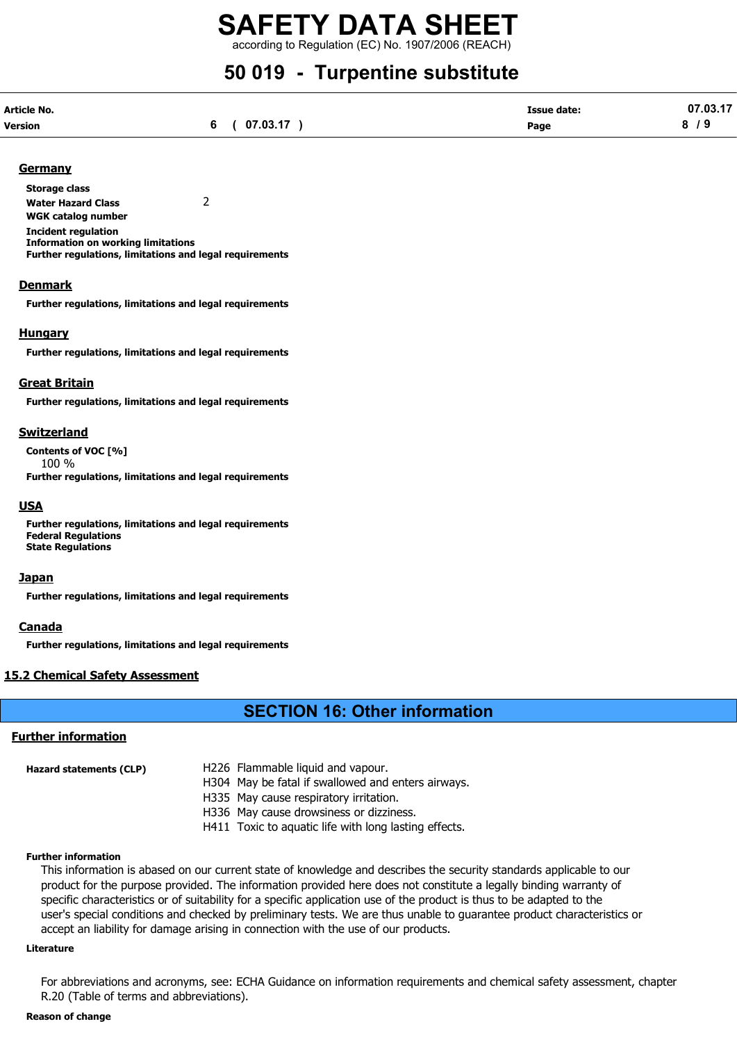### Germany

**Storage class**

**Water Hazard Class** 2

**WGK catalog number**

**Incident regulation**

**Information on working limitations**

**Further regulations, limitations and legal requirements**

### Denmark

**Further regulations, limitations and legal requirements**

### Hungary

**Further regulations, limitations and legal requirements**

### Great Britain

**Further regulations, limitations and legal requirements**

### Switzerland

**Contents of VOC [%]**

100 %

**Further regulations, limitations and legal requirements**

### USA

**Further regulations, limitations and legal requirements**

**Federal Regulations**

**State Regulations**

### Japan

**Further regulations, limitations and legal requirements**

### Canada

**Further regulations, limitations and legal requirements**

## 15.2 Chemical Safety Assessment

# SECTION 16: Other information

## Further information

**Hazard statements (CLP)**

H226 Flammable liquid and vapour.
H304 May be fatal if swallowed and enters airways.
H335 May cause respiratory irritation.
H336 May cause drowsiness or dizziness.
H411 Toxic to aquatic life with long lasting effects.

**Further information**

This information is abased on our current state of knowledge and describes the security standards applicable to our product for the purpose provided. The information provided here does not constitute a legally binding warranty of specific characteristics or of suitability for a specific application use of the product is thus to be adapted to the user's special conditions and checked by preliminary tests. We are thus unable to guarantee product characteristics or accept an liability for damage arising in connection with the use of our products.

**Literature**

For abbreviations and acronyms, see: ECHA Guidance on information requirements and chemical safety assessment, chapter R.20 (Table of terms and abbreviations).

**Reason of change**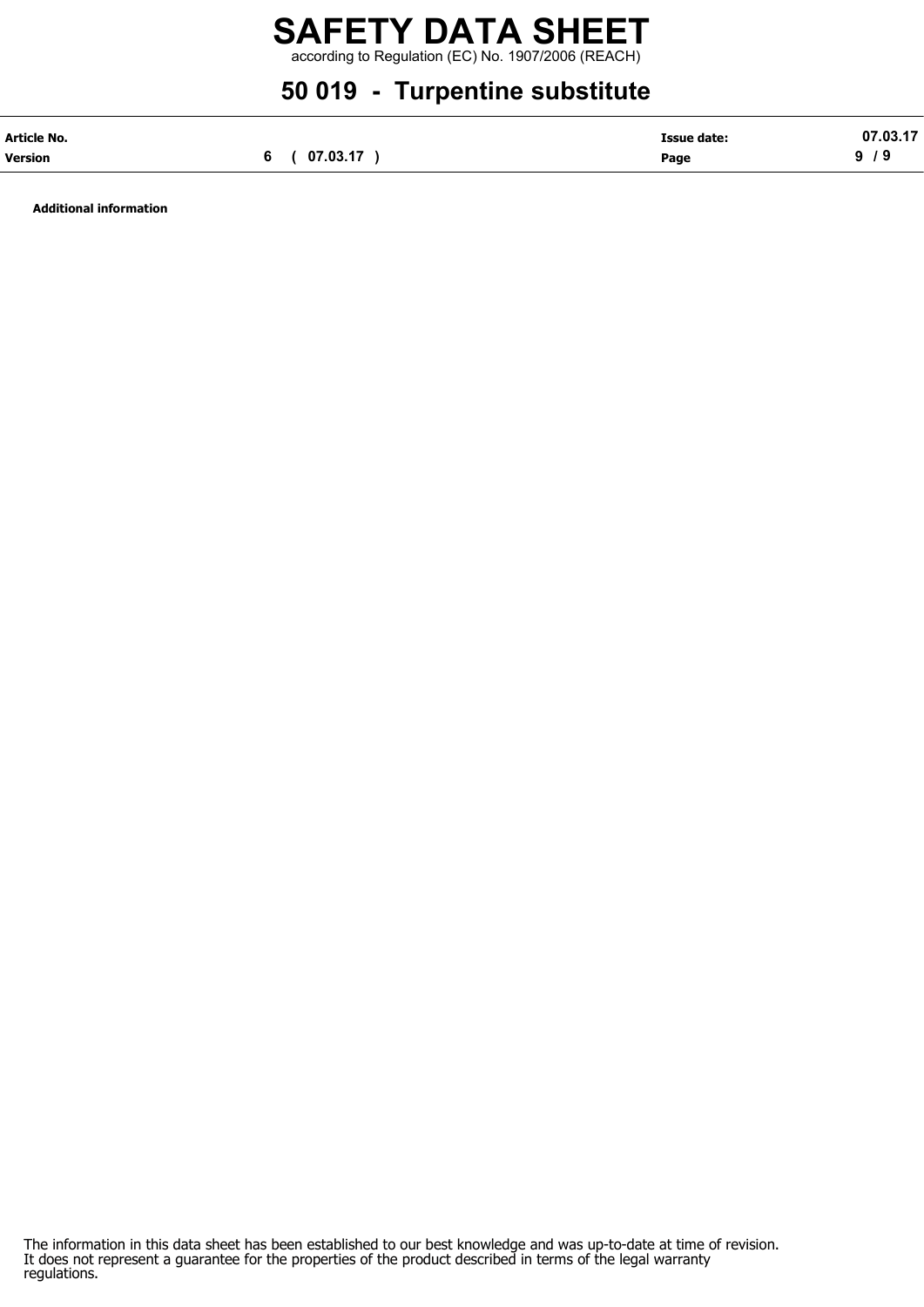**Additional information**

The information in this data sheet has been established to our best knowledge and was up-to-date at time of revision. It does not represent a guarantee for the properties of the product described in terms of the legal warranty regulations.